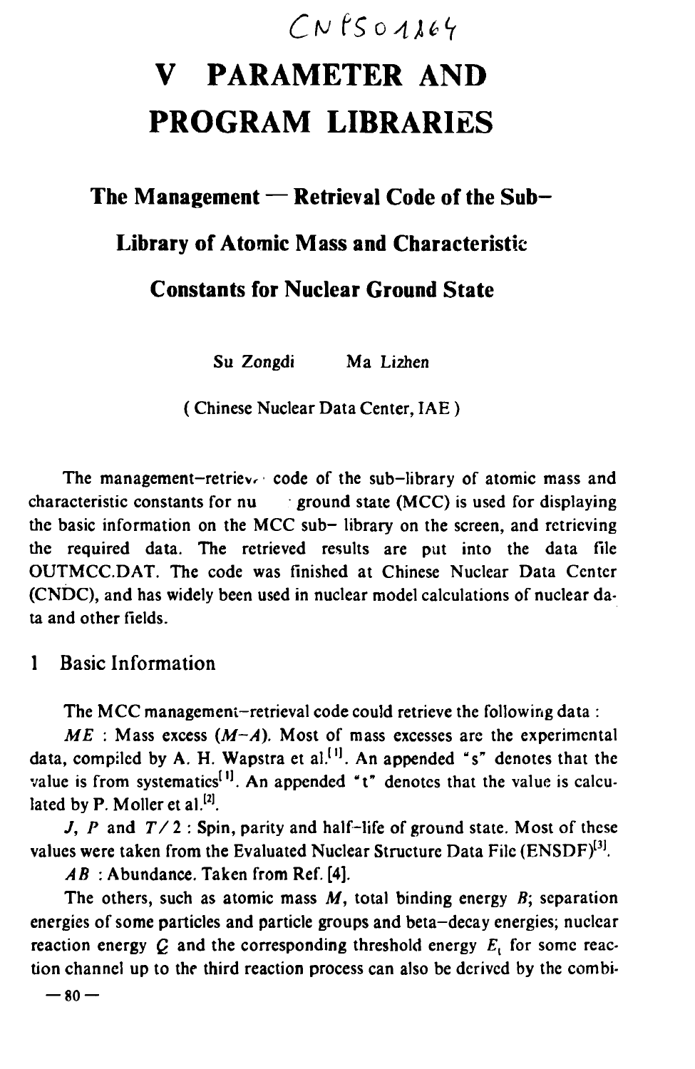CNP5011164

# V PARAMETER AND PROGRAM LIBRARIES

## The Management — Retrieval Code of the Sub-Library of Atomic Mass and Characteristic Constants for Nuclear Ground State

Su Zongdi  Ma Lizhen

( Chinese Nuclear Data Center, IAE )

The management–retrieval code of the sub–library of atomic mass and characteristic constants for nuclear ground state (MCC) is used for displaying the basic information on the MCC sub– library on the screen, and retrieving the required data. The retrieved results are put into the data file OUTMCC.DAT. The code was finished at Chinese Nuclear Data Center (CNDC), and has widely been used in nuclear model calculations of nuclear data and other fields.

### 1 Basic Information

The MCC management–retrieval code could retrieve the following data :

*ME* : Mass excess ($M$–$A$). Most of mass excesses are the experimental data, compiled by A. H. Wapstra et al.[1]. An appended "s" denotes that the value is from systematics[1]. An appended "t" denotes that the value is calculated by P. Moller et al.[2].

*J*, *P* and $T/2$ : Spin, parity and half–life of ground state. Most of these values were taken from the Evaluated Nuclear Structure Data File (ENSDF)[3].

*AB* : Abundance. Taken from Ref. [4].

The others, such as atomic mass $M$, total binding energy $B$; separation energies of some particles and particle groups and beta–decay energies; nuclear reaction energy $Q$ and the corresponding threshold energy $E_t$ for some reaction channel up to the third reaction process can also be derived by the combi-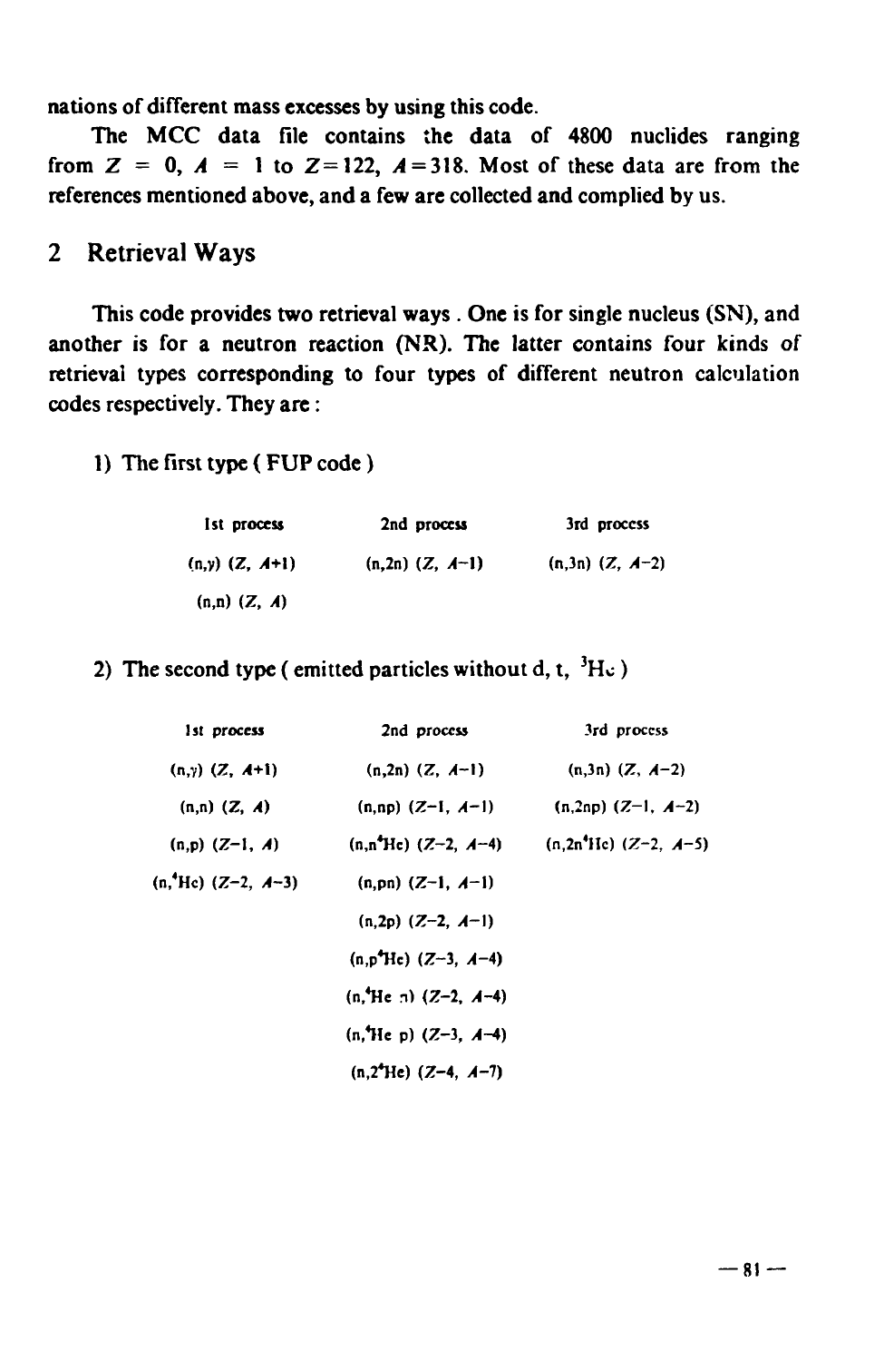nations of different mass excesses by using this code.

The MCC data file contains the data of 4800 nuclides ranging from $Z = 0$, $A = 1$ to $Z = 122$, $A = 318$. Most of these data are from the references mentioned above, and a few are collected and complied by us.

## 2 Retrieval Ways

This code provides two retrieval ways. One is for single nucleus (SN), and another is for a neutron reaction (NR). The latter contains four kinds of retrieval types corresponding to four types of different neutron calculation codes respectively. They are:

1) The first type (FUP code)

| 1st process | 2nd process | 3rd process |
|---|---|---|
| (n,γ) ($Z$, $A$+1) | (n,2n) ($Z$, $A$−1) | (n,3n) ($Z$, $A$−2) |
| (n,n) ($Z$, $A$) | | |

2) The second type (emitted particles without d, t, $^3$He)

| 1st process | 2nd process | 3rd process |
|---|---|---|
| (n,γ) ($Z$, $A$+1) | (n,2n) ($Z$, $A$−1) | (n,3n) ($Z$, $A$−2) |
| (n,n) ($Z$, $A$) | (n,np) ($Z$−1, $A$−1) | (n,2np) ($Z$−1, $A$−2) |
| (n,p) ($Z$−1, $A$) | (n,n$^4$He) ($Z$−2, $A$−4) | (n,2n$^4$He) ($Z$−2, $A$−5) |
| (n,$^4$He) ($Z$−2, $A$−3) | (n,pn) ($Z$−1, $A$−1) | |
| | (n,2p) ($Z$−2, $A$−1) | |
| | (n,p$^4$He) ($Z$−3, $A$−4) | |
| | (n,$^4$He n) ($Z$−2, $A$−4) | |
| | (n,$^4$He p) ($Z$−3, $A$−4) | |
| | (n,2$^4$He) ($Z$−4, $A$−7) | |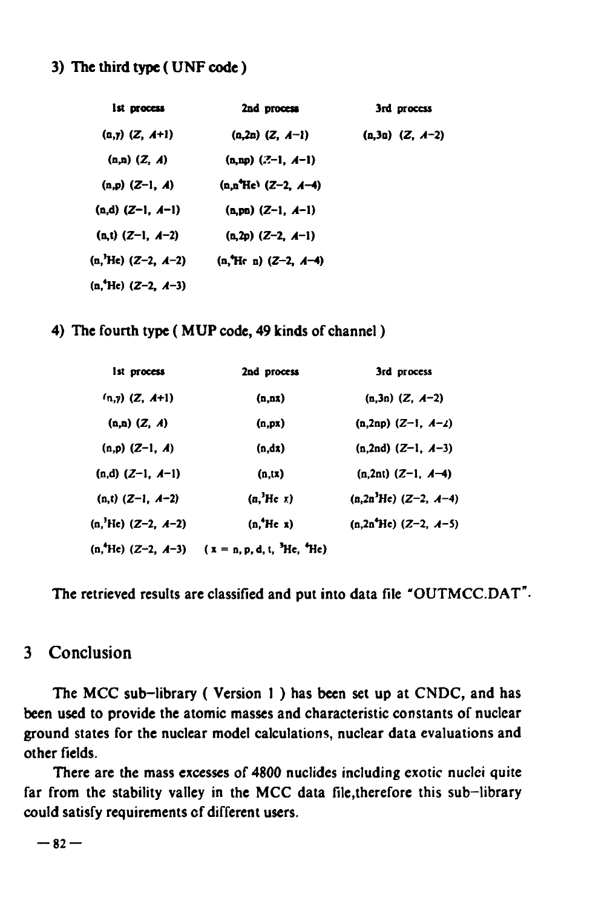3) The third type ( UNF code )

| 1st process | 2nd process | 3rd process |
|---|---|---|
| (n,γ) (Z, A+1) | (n,2n) (Z, A−1) | (n,3n) (Z, A−2) |
| (n,n) (Z, A) | (n,np) (Z−1, A−1) | |
| (n,p) (Z−1, A) | (n,n$^4$He) (Z−2, A−4) | |
| (n,d) (Z−1, A−1) | (n,pn) (Z−1, A−1) | |
| (n,t) (Z−1, A−2) | (n,2p) (Z−2, A−1) | |
| (n,$^3$He) (Z−2, A−2) | (n,$^4$He n) (Z−2, A−4) | |
| (n,$^4$He) (Z−2, A−3) | | |

4) The fourth type ( MUP code, 49 kinds of channel )

| 1st process | 2nd process | 3rd process |
|---|---|---|
| (n,γ) (Z, A+1) | (n,nx) | (n,3n) (Z, A−2) |
| (n,n) (Z, A) | (n,px) | (n,2np) (Z−1, A−2) |
| (n,p) (Z−1, A) | (n,dx) | (n,2nd) (Z−1, A−3) |
| (n,d) (Z−1, A−1) | (n,tx) | (n,2nt) (Z−1, A−4) |
| (n,t) (Z−1, A−2) | (n,$^3$He x) | (n,2n$^3$He) (Z−2, A−4) |
| (n,$^3$He) (Z−2, A−2) | (n,$^4$He x) | (n,2n$^4$He) (Z−2, A−5) |
| (n,$^4$He) (Z−2, A−3) | ( x = n, p, d, t, $^3$He, $^4$He) | |

The retrieved results are classified and put into data file "OUTMCC.DAT".

## 3 Conclusion

The MCC sub-library ( Version 1 ) has been set up at CNDC, and has been used to provide the atomic masses and characteristic constants of nuclear ground states for the nuclear model calculations, nuclear data evaluations and other fields.

There are the mass excesses of 4800 nuclides including exotic nuclei quite far from the stability valley in the MCC data file,therefore this sub-library could satisfy requirements of different users.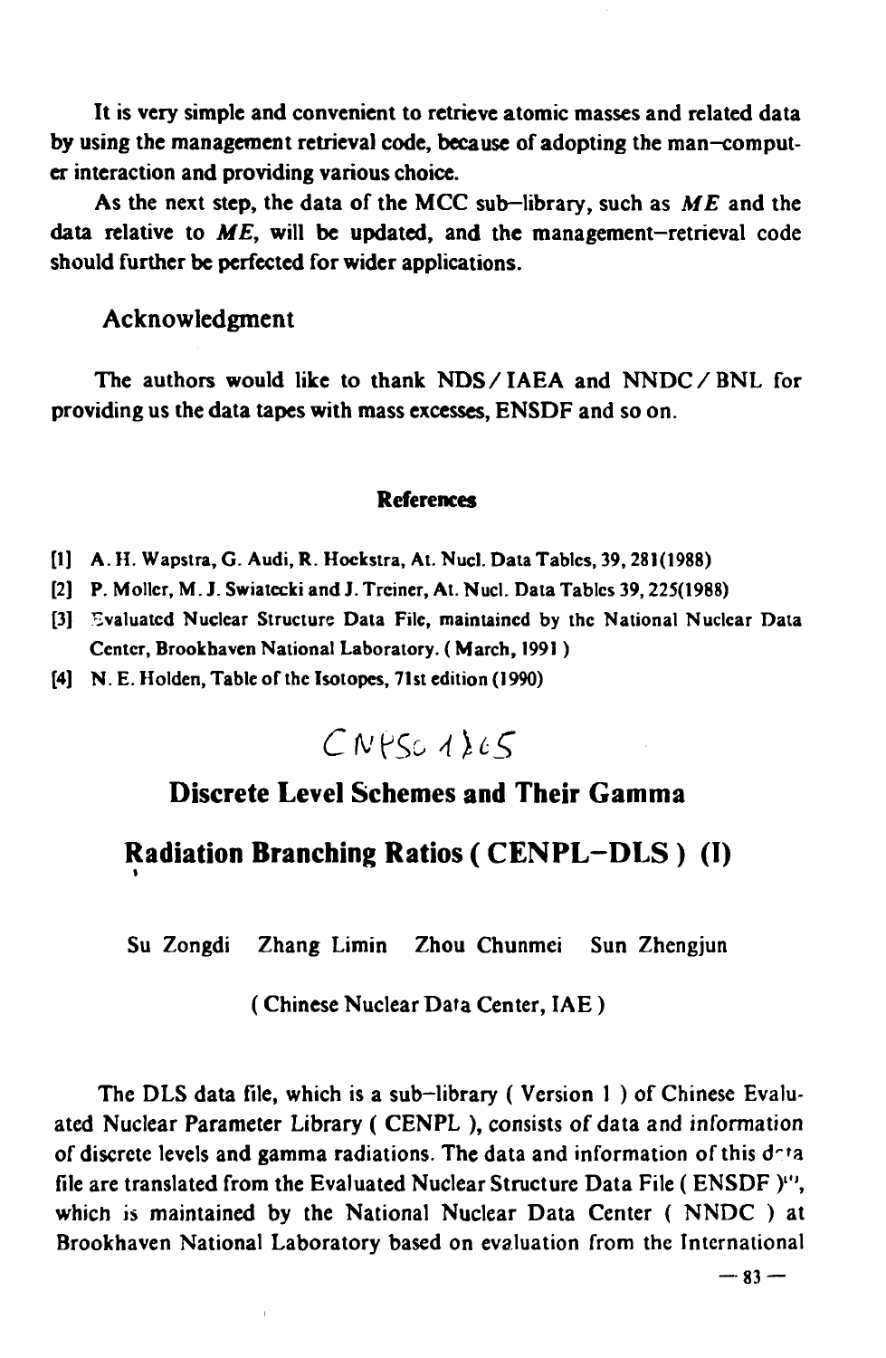It is very simple and convenient to retrieve atomic masses and related data by using the management retrieval code, because of adopting the man–computer interaction and providing various choice.

As the next step, the data of the MCC sub–library, such as *ME* and the data relative to *ME*, will be updated, and the management–retrieval code should further be perfected for wider applications.

## Acknowledgment

The authors would like to thank NDS / IAEA and NNDC / BNL for providing us the data tapes with mass excesses, ENSDF and so on.

### References

[1] A. H. Wapstra, G. Audi, R. Hoekstra, At. Nucl. Data Tables, 39, 281(1988)

[2] P. Moller, M. J. Swiatecki and J. Treiner, At. Nucl. Data Tables 39, 225(1988)

[3] Evaluated Nuclear Structure Data File, maintained by the National Nuclear Data Center, Brookhaven National Laboratory. ( March, 1991 )

[4] N. E. Holden, Table of the Isotopes, 71st edition (1990)

CNPSO 1265

# Discrete Level Schemes and Their Gamma Radiation Branching Ratios ( CENPL–DLS ) (I)

Su Zongdi Zhang Limin Zhou Chunmei Sun Zhengjun

( Chinese Nuclear Data Center, IAE )

The DLS data file, which is a sub–library ( Version 1 ) of Chinese Evaluated Nuclear Parameter Library ( CENPL ), consists of data and information of discrete levels and gamma radiations. The data and information of this data file are translated from the Evaluated Nuclear Structure Data File ( ENSDF )[1], which is maintained by the National Nuclear Data Center ( NNDC ) at Brookhaven National Laboratory based on evaluation from the International